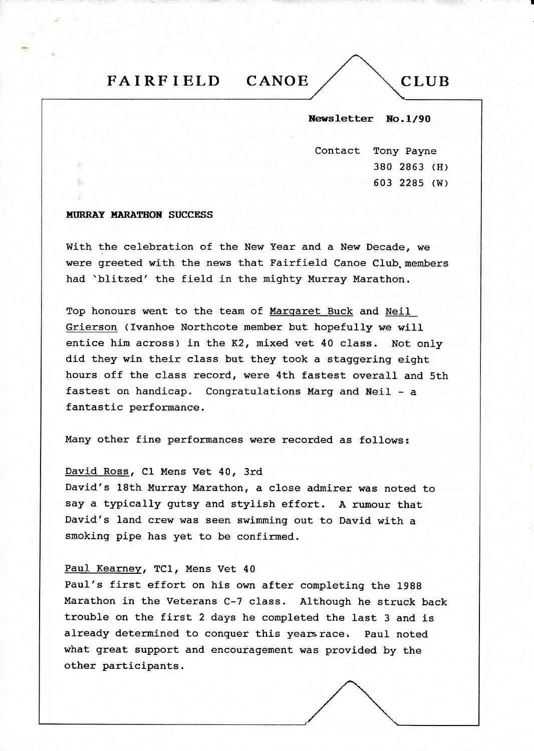# FAIRFIELD CANOE CLUB

**Newsletter No.1/90**

Contact Tony Payne
380 2863 (H)
603 2285 (W)

**MURRAY MARATHON SUCCESS**

With the celebration of the New Year and a New Decade, we were greeted with the news that Fairfield Canoe Club members had `blitzed' the field in the mighty Murray Marathon.

Top honours went to the team of Margaret Buck and Neil Grierson (Ivanhoe Northcote member but hopefully we will entice him across) in the K2, mixed vet 40 class. Not only did they win their class but they took a staggering eight hours off the class record, were 4th fastest overall and 5th fastest on handicap. Congratulations Marg and Neil - a fantastic performance.

Many other fine performances were recorded as follows:

David Ross, C1 Mens Vet 40, 3rd
David's 18th Murray Marathon, a close admirer was noted to say a typically gutsy and stylish effort. A rumour that David's land crew was seen swimming out to David with a smoking pipe has yet to be confirmed.

Paul Kearney, TC1, Mens Vet 40
Paul's first effort on his own after completing the 1988 Marathon in the Veterans C-7 class. Although he struck back trouble on the first 2 days he completed the last 3 and is already determined to conquer this years race. Paul noted what great support and encouragement was provided by the other participants.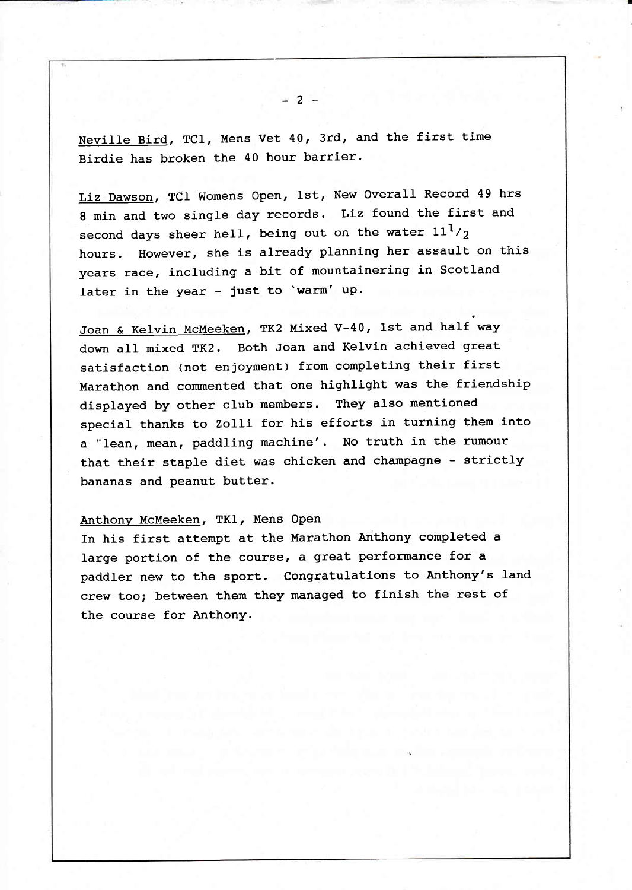Neville Bird, TC1, Mens Vet 40, 3rd, and the first time Birdie has broken the 40 hour barrier.

Liz Dawson, TC1 Womens Open, 1st, New Overall Record 49 hrs 8 min and two single day records. Liz found the first and second days sheer hell, being out on the water $11^1/_2$ hours. However, she is already planning her assault on this years race, including a bit of mountaineering in Scotland later in the year - just to 'warm' up.

Joan & Kelvin McMeeken, TK2 Mixed V-40, 1st and half way down all mixed TK2. Both Joan and Kelvin achieved great satisfaction (not enjoyment) from completing their first Marathon and commented that one highlight was the friendship displayed by other club members. They also mentioned special thanks to Zolli for his efforts in turning them into a "lean, mean, paddling machine'. No truth in the rumour that their staple diet was chicken and champagne - strictly bananas and peanut butter.

Anthony McMeeken, TK1, Mens Open
In his first attempt at the Marathon Anthony completed a large portion of the course, a great performance for a paddler new to the sport. Congratulations to Anthony's land crew too; between them they managed to finish the rest of the course for Anthony.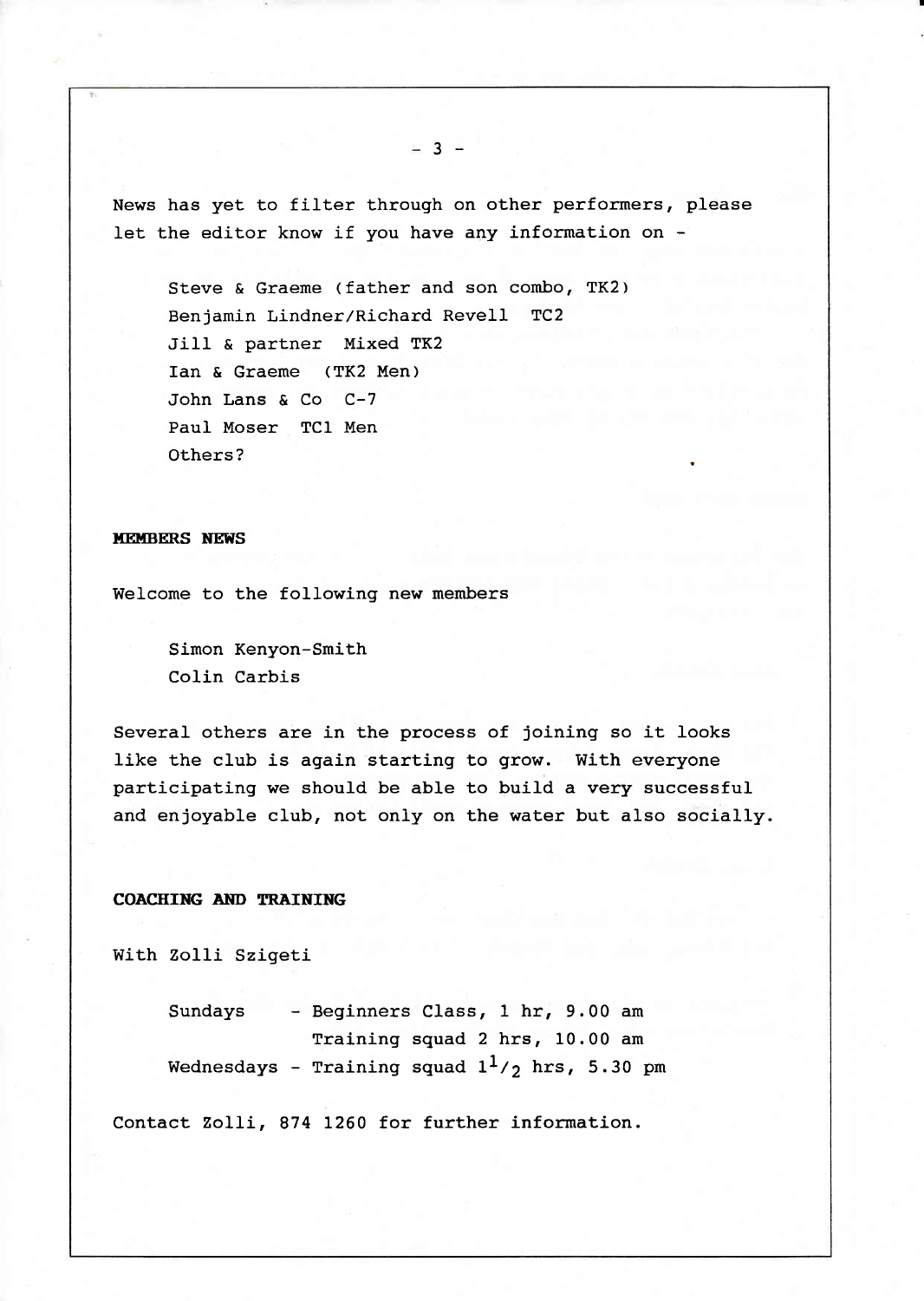News has yet to filter through on other performers, please let the editor know if you have any information on -

Steve & Graeme (father and son combo, TK2)
Benjamin Lindner/Richard Revell TC2
Jill & partner Mixed TK2
Ian & Graeme (TK2 Men)
John Lans & Co C-7
Paul Moser TC1 Men
Others?

**MEMBERS NEWS**

Welcome to the following new members

Simon Kenyon-Smith
Colin Carbis

Several others are in the process of joining so it looks like the club is again starting to grow. With everyone participating we should be able to build a very successful and enjoyable club, not only on the water but also socially.

**COACHING AND TRAINING**

With Zolli Szigeti

Sundays - Beginners Class, 1 hr, 9.00 am
Training squad 2 hrs, 10.00 am
Wednesdays - Training squad $1^1/_2$ hrs, 5.30 pm

Contact Zolli, 874 1260 for further information.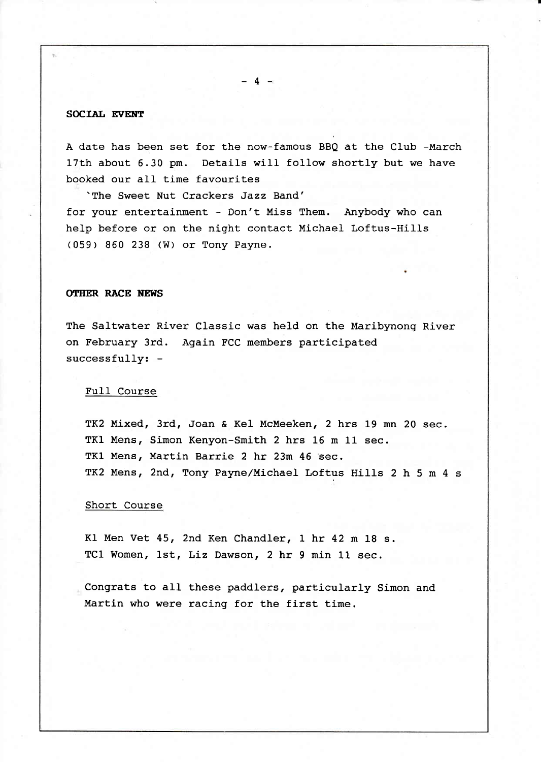**SOCIAL EVENT**

A date has been set for the now-famous BBQ at the Club -March 17th about 6.30 pm. Details will follow shortly but we have booked our all time favourites

'The Sweet Nut Crackers Jazz Band'

for your entertainment - Don't Miss Them. Anybody who can help before or on the night contact Michael Loftus-Hills (059) 860 238 (W) or Tony Payne.

**OTHER RACE NEWS**

The Saltwater River Classic was held on the Maribynong River on February 3rd. Again FCC members participated successfully: -

Full Course

TK2 Mixed, 3rd, Joan & Kel McMeeken, 2 hrs 19 mn 20 sec.
TK1 Mens, Simon Kenyon-Smith 2 hrs 16 m 11 sec.
TK1 Mens, Martin Barrie 2 hr 23m 46 sec.
TK2 Mens, 2nd, Tony Payne/Michael Loftus Hills 2 h 5 m 4 s

Short Course

K1 Men Vet 45, 2nd Ken Chandler, 1 hr 42 m 18 s.
TC1 Women, 1st, Liz Dawson, 2 hr 9 min 11 sec.

Congrats to all these paddlers, particularly Simon and Martin who were racing for the first time.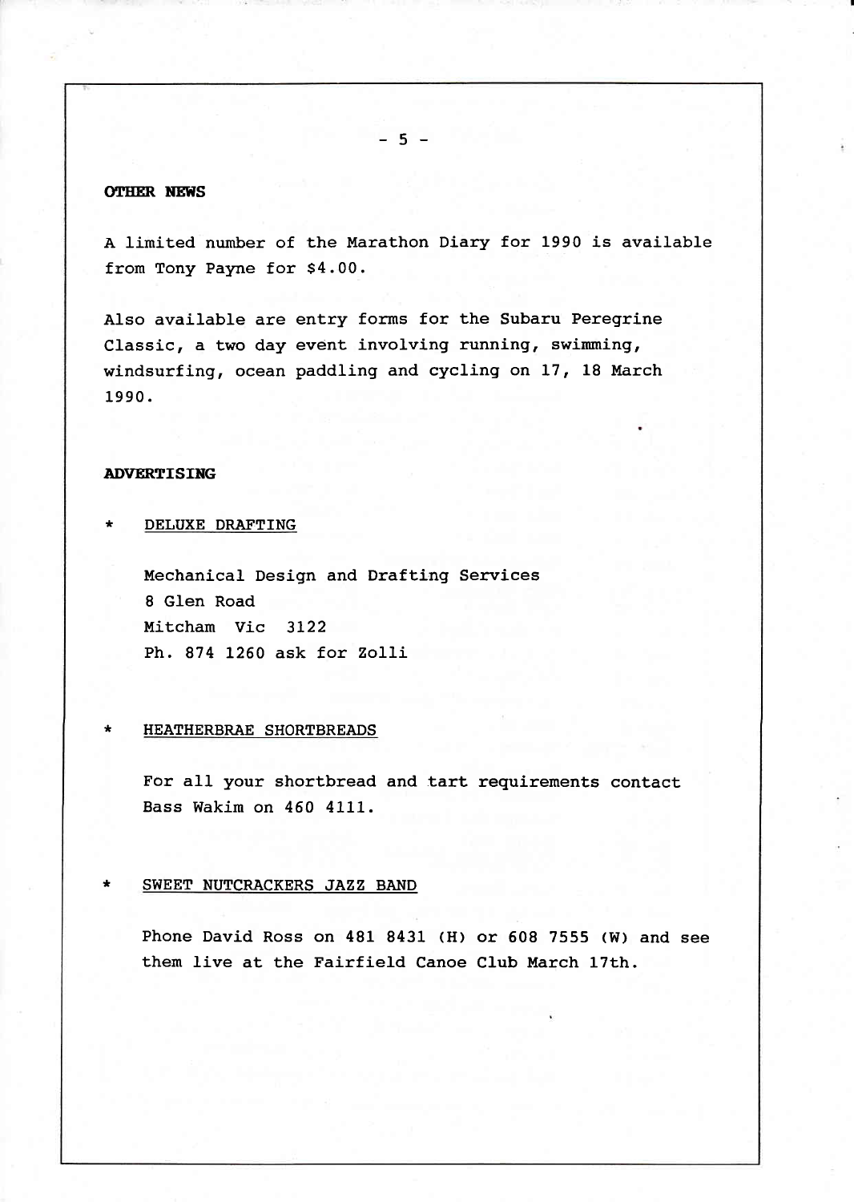## OTHER NEWS

A limited number of the Marathon Diary for 1990 is available from Tony Payne for $4.00.

Also available are entry forms for the Subaru Peregrine Classic, a two day event involving running, swimming, windsurfing, ocean paddling and cycling on 17, 18 March 1990.

## ADVERTISING

* <u>DELUXE DRAFTING</u>

  Mechanical Design and Drafting Services
  8 Glen Road
  Mitcham Vic 3122
  Ph. 874 1260 ask for Zolli

* <u>HEATHERBRAE SHORTBREADS</u>

  For all your shortbread and tart requirements contact Bass Wakim on 460 4111.

* <u>SWEET NUTCRACKERS JAZZ BAND</u>

  Phone David Ross on 481 8431 (H) or 608 7555 (W) and see them live at the Fairfield Canoe Club March 17th.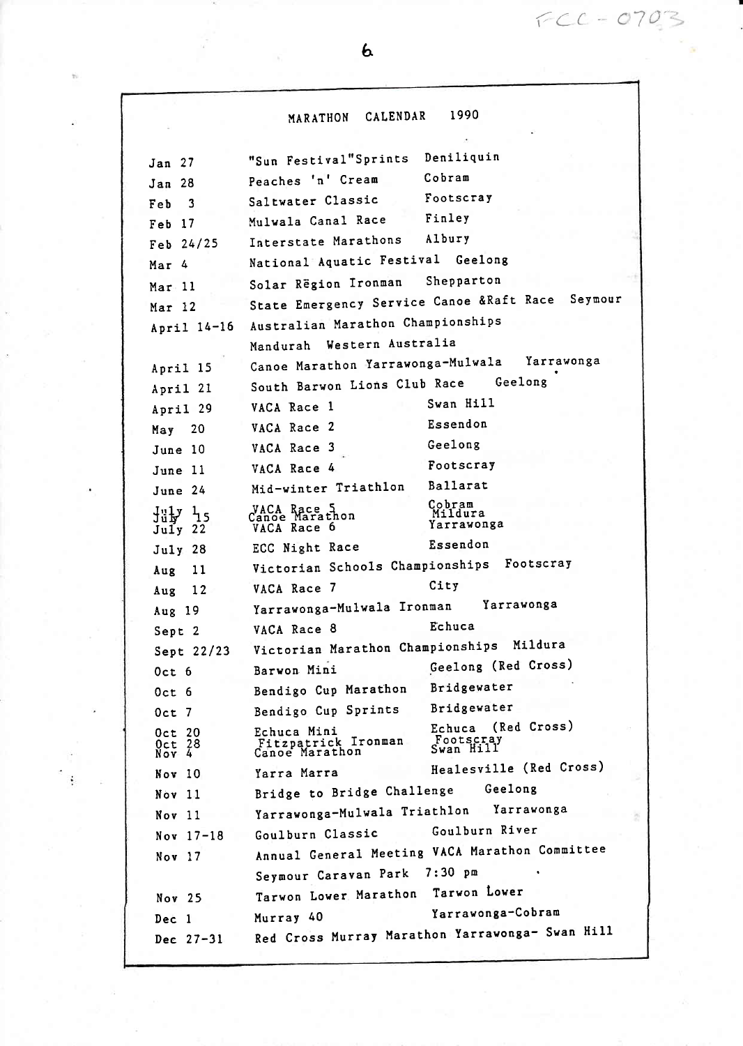# MARATHON CALENDAR 1990

| | | |
|---|---|---|
| Jan 27 | "Sun Festival"Sprints | Deniliquin |
| Jan 28 | Peaches 'n' Cream | Cobram |
| Feb 3 | Saltwater Classic | Footscray |
| Feb 17 | Mulwala Canal Race | Finley |
| Feb 24/25 | Interstate Marathons | Albury |
| Mar 4 | National Aquatic Festival | Geelong |
| Mar 11 | Solar Rēgion Ironman | Shepparton |
| Mar 12 | State Emergency Service Canoe &Raft Race | Seymour |
| April 14-16 | Australian Marathon Championships Mandurah Western Australia | |
| April 15 | Canoe Marathon Yarrawonga-Mulwala | Yarrawonga |
| April 21 | South Barwon Lions Club Race | Geelong |
| April 29 | VACA Race 1 | Swan Hill |
| May 20 | VACA Race 2 | Essendon |
| June 10 | VACA Race 3 | Geelong |
| June 11 | VACA Race 4 | Footscray |
| June 24 | Mid-winter Triathlon | Ballarat |
| July 1 | VACA Race 5 | Cobram |
| July 15 | Canoe Marathon | Mildura |
| July 22 | VACA Race 6 | Yarrawonga |
| July 28 | ECC Night Race | Essendon |
| Aug 11 | Victorian Schools Championships | Footscray |
| Aug 12 | VACA Race 7 | City |
| Aug 19 | Yarrawonga-Mulwala Ironman | Yarrawonga |
| Sept 2 | VACA Race 8 | Echuca |
| Sept 22/23 | Victorian Marathon Championships | Mildura |
| Oct 6 | Barwon Mini | Geelong (Red Cross) |
| Oct 6 | Bendigo Cup Marathon | Bridgewater |
| Oct 7 | Bendigo Cup Sprints | Bridgewater |
| Oct 20 | Echuca Mini | Echuca (Red Cross) |
| Oct 28 | Fitzpatrick Ironman | Footscray |
| Nov 4 | Canoe Marathon | Swan Hill |
| Nov 10 | Yarra Marra | Healesville (Red Cross) |
| Nov 11 | Bridge to Bridge Challenge | Geelong |
| Nov 11 | Yarrawonga-Mulwala Triathlon | Yarrawonga |
| Nov 17-18 | Goulburn Classic | Goulburn River |
| Nov 17 | Annual General Meeting VACA Marathon Committee Seymour Caravan Park 7:30 pm | |
| Nov 25 | Tarwon Lower Marathon | Tarwon Lower |
| Dec 1 | Murray 40 | Yarrawonga-Cobram |
| Dec 27-31 | Red Cross Murray Marathon | Yarrawonga- Swan Hill |